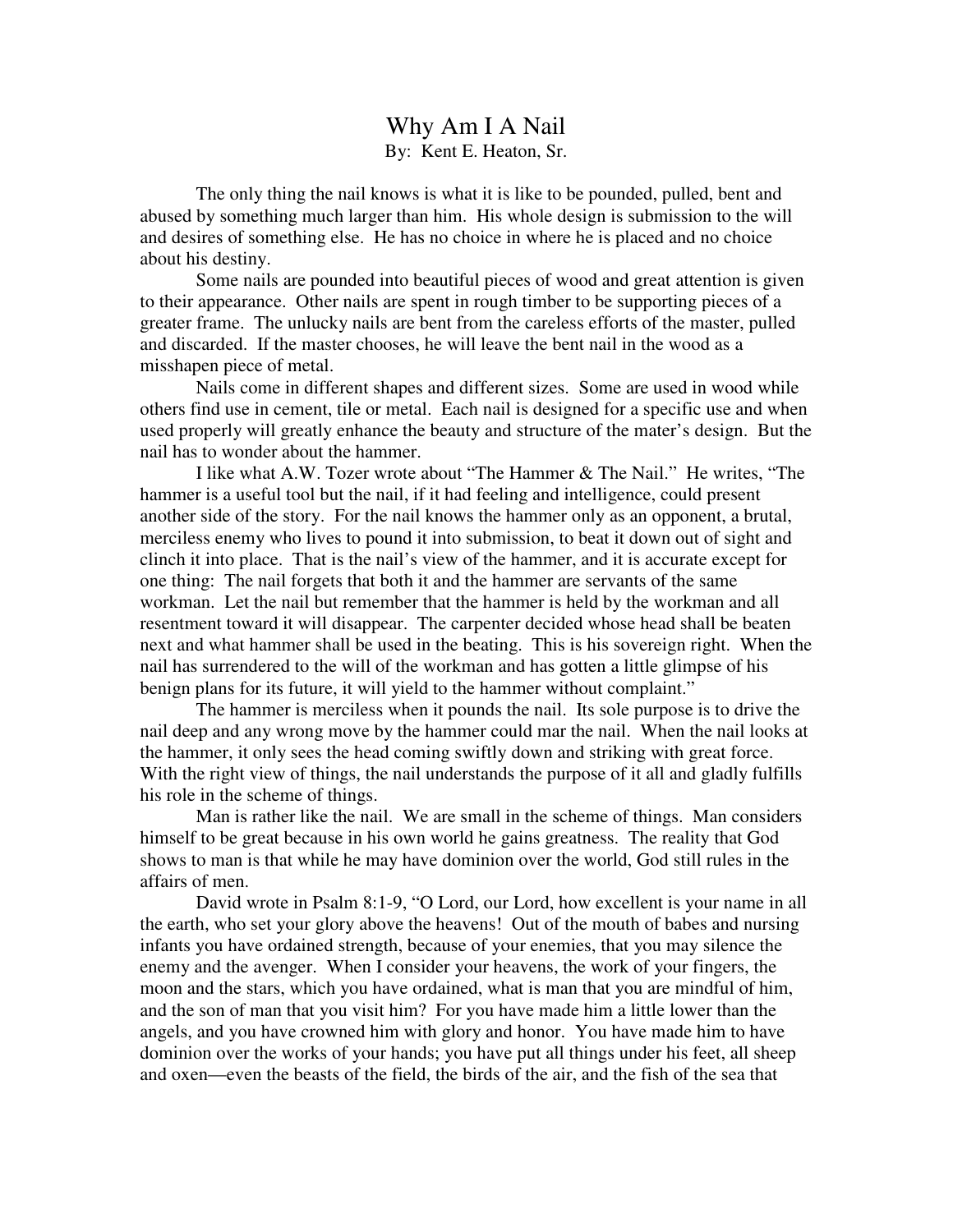# Why Am I A Nail

By: Kent E. Heaton, Sr.

The only thing the nail knows is what it is like to be pounded, pulled, bent and abused by something much larger than him. His whole design is submission to the will and desires of something else. He has no choice in where he is placed and no choice about his destiny.

Some nails are pounded into beautiful pieces of wood and great attention is given to their appearance. Other nails are spent in rough timber to be supporting pieces of a greater frame. The unlucky nails are bent from the careless efforts of the master, pulled and discarded. If the master chooses, he will leave the bent nail in the wood as a misshapen piece of metal.

Nails come in different shapes and different sizes. Some are used in wood while others find use in cement, tile or metal. Each nail is designed for a specific use and when used properly will greatly enhance the beauty and structure of the mater's design. But the nail has to wonder about the hammer.

I like what A.W. Tozer wrote about "The Hammer & The Nail." He writes, "The hammer is a useful tool but the nail, if it had feeling and intelligence, could present another side of the story. For the nail knows the hammer only as an opponent, a brutal, merciless enemy who lives to pound it into submission, to beat it down out of sight and clinch it into place. That is the nail's view of the hammer, and it is accurate except for one thing: The nail forgets that both it and the hammer are servants of the same workman. Let the nail but remember that the hammer is held by the workman and all resentment toward it will disappear. The carpenter decided whose head shall be beaten next and what hammer shall be used in the beating. This is his sovereign right. When the nail has surrendered to the will of the workman and has gotten a little glimpse of his benign plans for its future, it will yield to the hammer without complaint."

The hammer is merciless when it pounds the nail. Its sole purpose is to drive the nail deep and any wrong move by the hammer could mar the nail. When the nail looks at the hammer, it only sees the head coming swiftly down and striking with great force. With the right view of things, the nail understands the purpose of it all and gladly fulfills his role in the scheme of things.

Man is rather like the nail. We are small in the scheme of things. Man considers himself to be great because in his own world he gains greatness. The reality that God shows to man is that while he may have dominion over the world, God still rules in the affairs of men.

David wrote in Psalm 8:1-9, "O Lord, our Lord, how excellent is your name in all the earth, who set your glory above the heavens! Out of the mouth of babes and nursing infants you have ordained strength, because of your enemies, that you may silence the enemy and the avenger. When I consider your heavens, the work of your fingers, the moon and the stars, which you have ordained, what is man that you are mindful of him, and the son of man that you visit him? For you have made him a little lower than the angels, and you have crowned him with glory and honor. You have made him to have dominion over the works of your hands; you have put all things under his feet, all sheep and oxen—even the beasts of the field, the birds of the air, and the fish of the sea that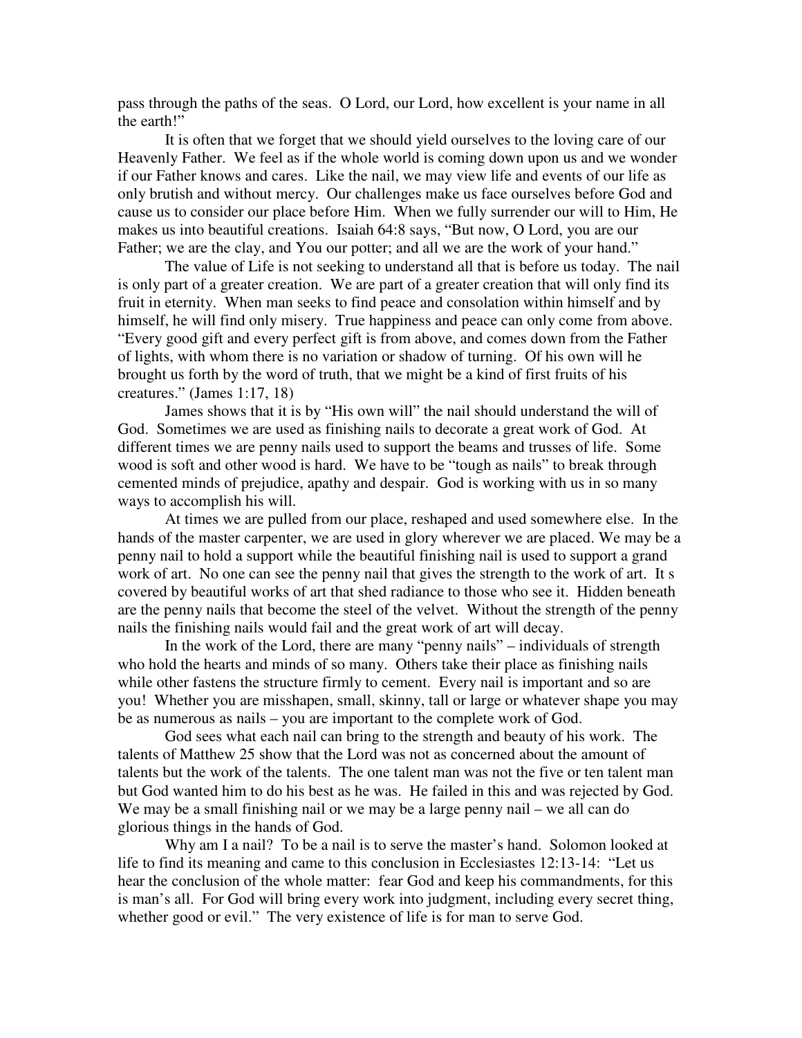pass through the paths of the seas. O Lord, our Lord, how excellent is your name in all the earth!"

It is often that we forget that we should yield ourselves to the loving care of our Heavenly Father. We feel as if the whole world is coming down upon us and we wonder if our Father knows and cares. Like the nail, we may view life and events of our life as only brutish and without mercy. Our challenges make us face ourselves before God and cause us to consider our place before Him. When we fully surrender our will to Him, He makes us into beautiful creations. Isaiah 64:8 says, "But now, O Lord, you are our Father; we are the clay, and You our potter; and all we are the work of your hand."

The value of Life is not seeking to understand all that is before us today. The nail is only part of a greater creation. We are part of a greater creation that will only find its fruit in eternity. When man seeks to find peace and consolation within himself and by himself, he will find only misery. True happiness and peace can only come from above. "Every good gift and every perfect gift is from above, and comes down from the Father of lights, with whom there is no variation or shadow of turning. Of his own will he brought us forth by the word of truth, that we might be a kind of first fruits of his creatures." (James 1:17, 18)

James shows that it is by "His own will" the nail should understand the will of God. Sometimes we are used as finishing nails to decorate a great work of God. At different times we are penny nails used to support the beams and trusses of life. Some wood is soft and other wood is hard. We have to be "tough as nails" to break through cemented minds of prejudice, apathy and despair. God is working with us in so many ways to accomplish his will.

At times we are pulled from our place, reshaped and used somewhere else. In the hands of the master carpenter, we are used in glory wherever we are placed. We may be a penny nail to hold a support while the beautiful finishing nail is used to support a grand work of art. No one can see the penny nail that gives the strength to the work of art. It s covered by beautiful works of art that shed radiance to those who see it. Hidden beneath are the penny nails that become the steel of the velvet. Without the strength of the penny nails the finishing nails would fail and the great work of art will decay.

In the work of the Lord, there are many "penny nails" – individuals of strength who hold the hearts and minds of so many. Others take their place as finishing nails while other fastens the structure firmly to cement. Every nail is important and so are you! Whether you are misshapen, small, skinny, tall or large or whatever shape you may be as numerous as nails – you are important to the complete work of God.

God sees what each nail can bring to the strength and beauty of his work. The talents of Matthew 25 show that the Lord was not as concerned about the amount of talents but the work of the talents. The one talent man was not the five or ten talent man but God wanted him to do his best as he was. He failed in this and was rejected by God. We may be a small finishing nail or we may be a large penny nail – we all can do glorious things in the hands of God.

Why am I a nail? To be a nail is to serve the master's hand. Solomon looked at life to find its meaning and came to this conclusion in Ecclesiastes 12:13-14: "Let us hear the conclusion of the whole matter: fear God and keep his commandments, for this is man's all. For God will bring every work into judgment, including every secret thing, whether good or evil." The very existence of life is for man to serve God.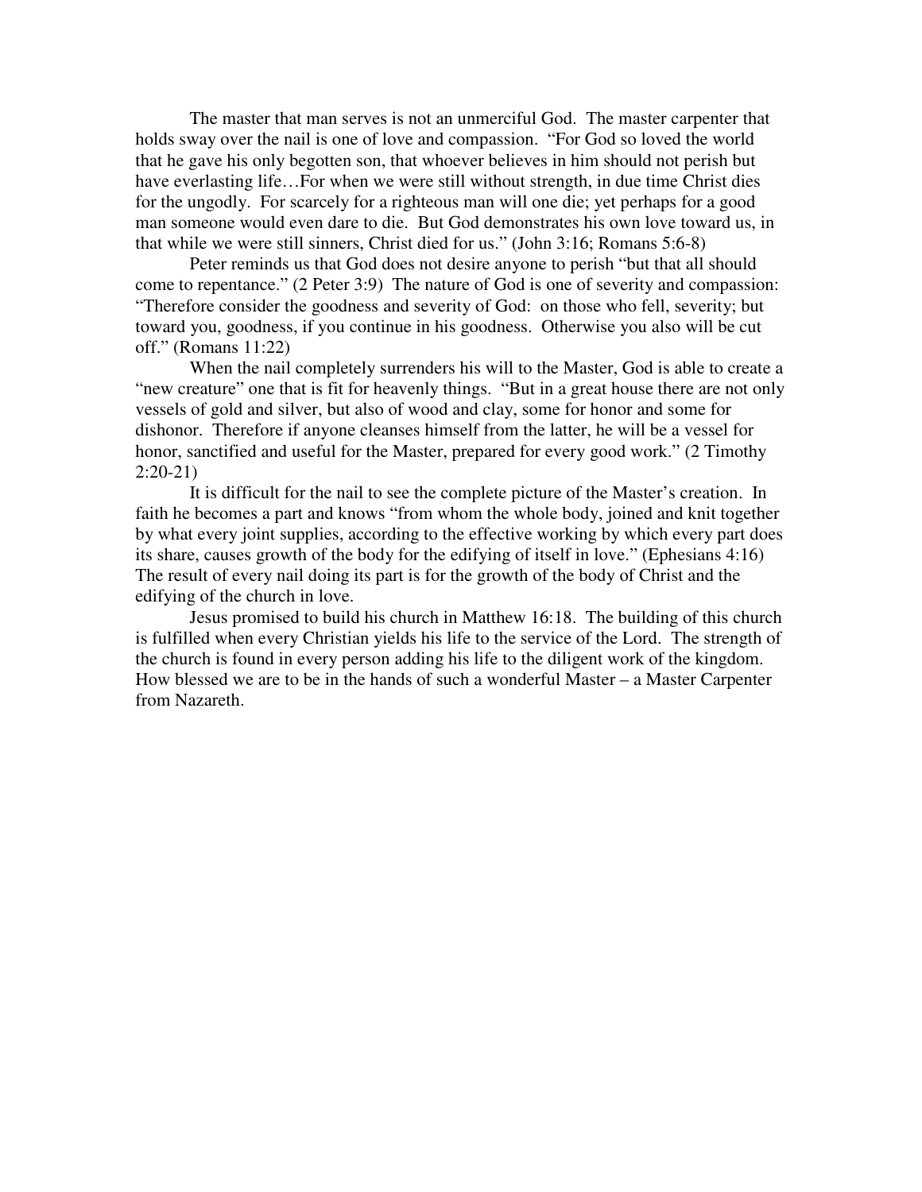The master that man serves is not an unmerciful God. The master carpenter that holds sway over the nail is one of love and compassion. "For God so loved the world that he gave his only begotten son, that whoever believes in him should not perish but have everlasting life…For when we were still without strength, in due time Christ dies for the ungodly. For scarcely for a righteous man will one die; yet perhaps for a good man someone would even dare to die. But God demonstrates his own love toward us, in that while we were still sinners, Christ died for us." (John 3:16; Romans 5:6-8)

Peter reminds us that God does not desire anyone to perish "but that all should come to repentance." (2 Peter 3:9) The nature of God is one of severity and compassion: "Therefore consider the goodness and severity of God: on those who fell, severity; but toward you, goodness, if you continue in his goodness. Otherwise you also will be cut off." (Romans 11:22)

When the nail completely surrenders his will to the Master, God is able to create a "new creature" one that is fit for heavenly things. "But in a great house there are not only vessels of gold and silver, but also of wood and clay, some for honor and some for dishonor. Therefore if anyone cleanses himself from the latter, he will be a vessel for honor, sanctified and useful for the Master, prepared for every good work." (2 Timothy 2:20-21)

It is difficult for the nail to see the complete picture of the Master's creation. In faith he becomes a part and knows "from whom the whole body, joined and knit together by what every joint supplies, according to the effective working by which every part does its share, causes growth of the body for the edifying of itself in love." (Ephesians 4:16) The result of every nail doing its part is for the growth of the body of Christ and the edifying of the church in love.

Jesus promised to build his church in Matthew 16:18. The building of this church is fulfilled when every Christian yields his life to the service of the Lord. The strength of the church is found in every person adding his life to the diligent work of the kingdom. How blessed we are to be in the hands of such a wonderful Master – a Master Carpenter from Nazareth.